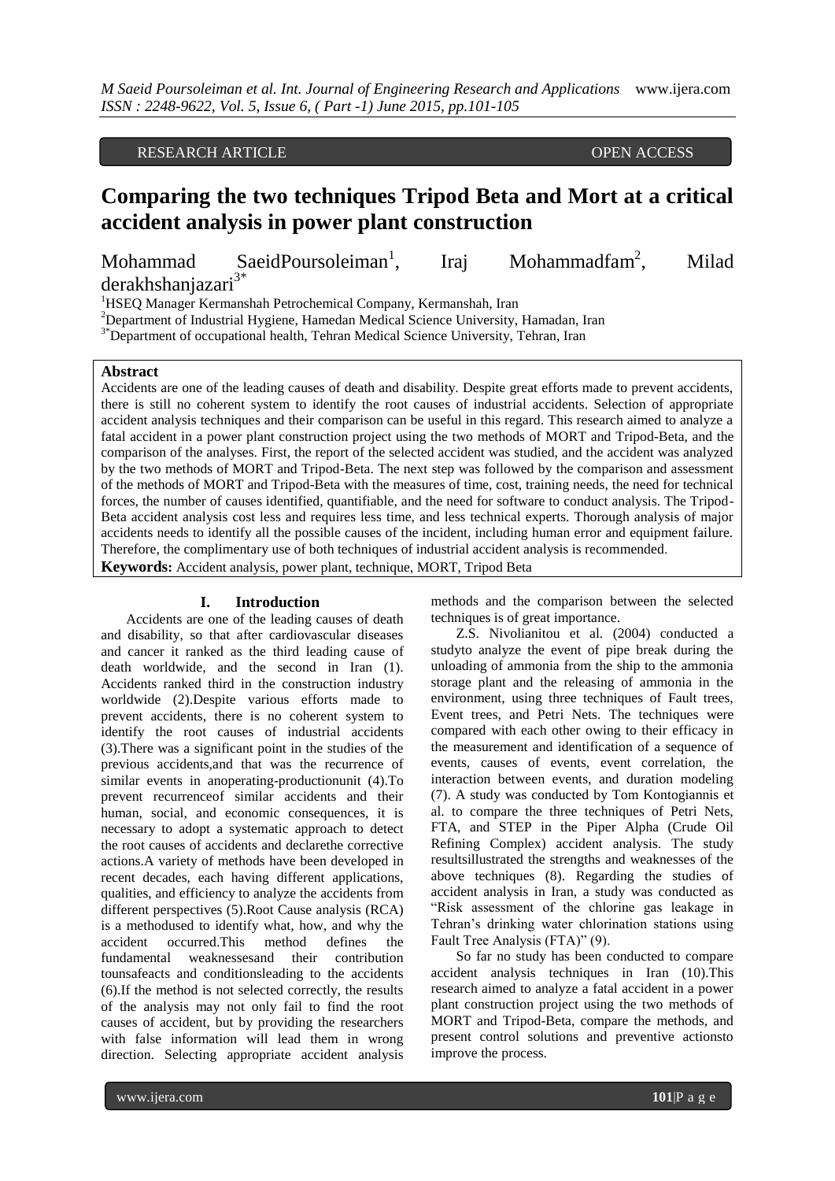RESEARCH ARTICLE OPEN ACCESS

# Comparing the two techniques Tripod Beta and Mort at a critical accident analysis in power plant construction

Mohammad SaeidPoursoleiman[1], Iraj Mohammadfam[2], Milad derakhshanjazari[3*]

[1]HSEQ Manager Kermanshah Petrochemical Company, Kermanshah, Iran
[2]Department of Industrial Hygiene, Hamedan Medical Science University, Hamadan, Iran
[3*]Department of occupational health, Tehran Medical Science University, Tehran, Iran

**Abstract**

Accidents are one of the leading causes of death and disability. Despite great efforts made to prevent accidents, there is still no coherent system to identify the root causes of industrial accidents. Selection of appropriate accident analysis techniques and their comparison can be useful in this regard. This research aimed to analyze a fatal accident in a power plant construction project using the two methods of MORT and Tripod-Beta, and the comparison of the analyses. First, the report of the selected accident was studied, and the accident was analyzed by the two methods of MORT and Tripod-Beta. The next step was followed by the comparison and assessment of the methods of MORT and Tripod-Beta with the measures of time, cost, training needs, the need for technical forces, the number of causes identified, quantifiable, and the need for software to conduct analysis. The Tripod-Beta accident analysis cost less and requires less time, and less technical experts. Thorough analysis of major accidents needs to identify all the possible causes of the incident, including human error and equipment failure. Therefore, the complimentary use of both techniques of industrial accident analysis is recommended.

**Keywords:** Accident analysis, power plant, technique, MORT, Tripod Beta

## I. Introduction

Accidents are one of the leading causes of death and disability, so that after cardiovascular diseases and cancer it ranked as the third leading cause of death worldwide, and the second in Iran (1). Accidents ranked third in the construction industry worldwide (2).Despite various efforts made to prevent accidents, there is no coherent system to identify the root causes of industrial accidents (3).There was a significant point in the studies of the previous accidents,and that was the recurrence of similar events in anoperating-productionunit (4).To prevent recurrenceof similar accidents and their human, social, and economic consequences, it is necessary to adopt a systematic approach to detect the root causes of accidents and declarethe corrective actions.A variety of methods have been developed in recent decades, each having different applications, qualities, and efficiency to analyze the accidents from different perspectives (5).Root Cause analysis (RCA) is a methodused to identify what, how, and why the accident occurred.This method defines the fundamental weaknessesand their contribution tounsafeacts and conditionsleading to the accidents (6).If the method is not selected correctly, the results of the analysis may not only fail to find the root causes of accident, but by providing the researchers with false information will lead them in wrong direction. Selecting appropriate accident analysis methods and the comparison between the selected techniques is of great importance.

Z.S. Nivolianitou et al. (2004) conducted a studyto analyze the event of pipe break during the unloading of ammonia from the ship to the ammonia storage plant and the releasing of ammonia in the environment, using three techniques of Fault trees, Event trees, and Petri Nets. The techniques were compared with each other owing to their efficacy in the measurement and identification of a sequence of events, causes of events, event correlation, the interaction between events, and duration modeling (7). A study was conducted by Tom Kontogiannis et al. to compare the three techniques of Petri Nets, FTA, and STEP in the Piper Alpha (Crude Oil Refining Complex) accident analysis. The study resultsillustrated the strengths and weaknesses of the above techniques (8). Regarding the studies of accident analysis in Iran, a study was conducted as "Risk assessment of the chlorine gas leakage in Tehran's drinking water chlorination stations using Fault Tree Analysis (FTA)" (9).

So far no study has been conducted to compare accident analysis techniques in Iran (10).This research aimed to analyze a fatal accident in a power plant construction project using the two methods of MORT and Tripod-Beta, compare the methods, and present control solutions and preventive actionsto improve the process.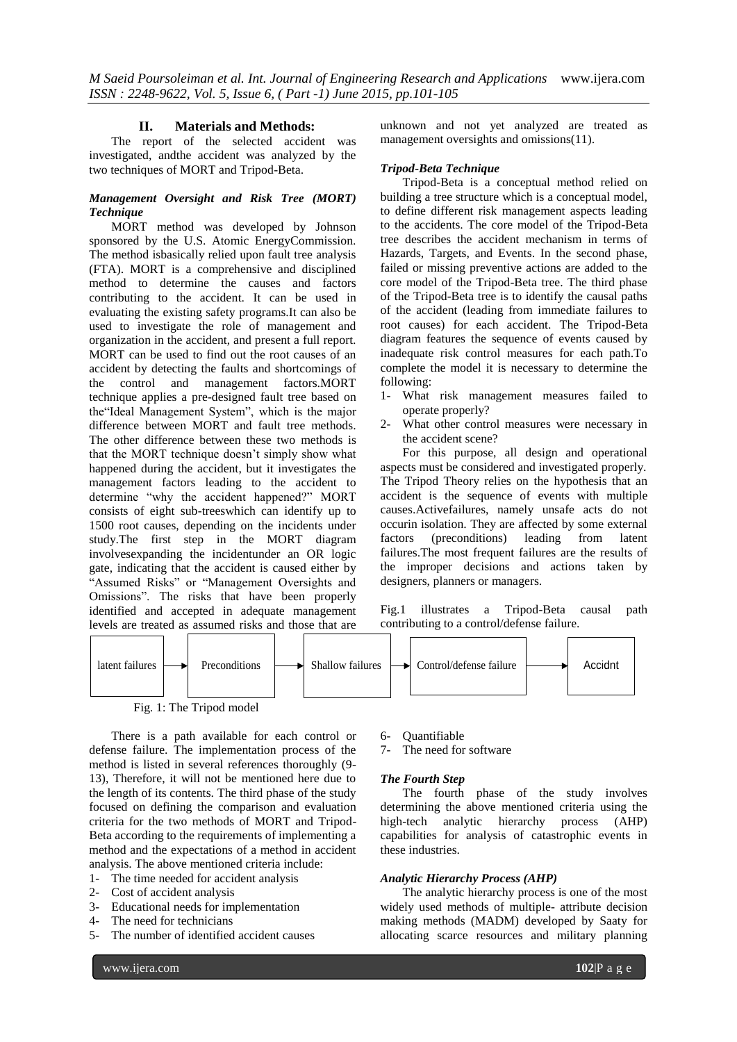## II. Materials and Methods:

The report of the selected accident was investigated, andthe accident was analyzed by the two techniques of MORT and Tripod-Beta.

### *Management Oversight and Risk Tree (MORT) Technique*

MORT method was developed by Johnson sponsored by the U.S. Atomic EnergyCommission. The method isbasically relied upon fault tree analysis (FTA). MORT is a comprehensive and disciplined method to determine the causes and factors contributing to the accident. It can be used in evaluating the existing safety programs.It can also be used to investigate the role of management and organization in the accident, and present a full report. MORT can be used to find out the root causes of an accident by detecting the faults and shortcomings of the control and management factors.MORT technique applies a pre-designed fault tree based on the"Ideal Management System", which is the major difference between MORT and fault tree methods. The other difference between these two methods is that the MORT technique doesn't simply show what happened during the accident, but it investigates the management factors leading to the accident to determine "why the accident happened?" MORT consists of eight sub-treeswhich can identify up to 1500 root causes, depending on the incidents under study.The first step in the MORT diagram involvesexpanding the incidentunder an OR logic gate, indicating that the accident is caused either by "Assumed Risks" or "Management Oversights and Omissions". The risks that have been properly identified and accepted in adequate management levels are treated as assumed risks and those that are unknown and not yet analyzed are treated as management oversights and omissions(11).

### *Tripod-Beta Technique*

Tripod-Beta is a conceptual method relied on building a tree structure which is a conceptual model, to define different risk management aspects leading to the accidents. The core model of the Tripod-Beta tree describes the accident mechanism in terms of Hazards, Targets, and Events. In the second phase, failed or missing preventive actions are added to the core model of the Tripod-Beta tree. The third phase of the Tripod-Beta tree is to identify the causal paths of the accident (leading from immediate failures to root causes) for each accident. The Tripod-Beta diagram features the sequence of events caused by inadequate risk control measures for each path.To complete the model it is necessary to determine the following:

1- What risk management measures failed to operate properly?
2- What other control measures were necessary in the accident scene?

For this purpose, all design and operational aspects must be considered and investigated properly. The Tripod Theory relies on the hypothesis that an accident is the sequence of events with multiple causes.Activefailures, namely unsafe acts do not occurin isolation. They are affected by some external factors (preconditions) leading from latent failures.The most frequent failures are the results of the improper decisions and actions taken by designers, planners or managers.

Fig.1 illustrates a Tripod-Beta causal path contributing to a control/defense failure.

latent failures → Preconditions → Shallow failures → Control/defense failure → Accidnt

Fig. 1: The Tripod model

There is a path available for each control or defense failure. The implementation process of the method is listed in several references thoroughly (9-13), Therefore, it will not be mentioned here due to the length of its contents. The third phase of the study focused on defining the comparison and evaluation criteria for the two methods of MORT and Tripod-Beta according to the requirements of implementing a method and the expectations of a method in accident analysis. The above mentioned criteria include:

1- The time needed for accident analysis
2- Cost of accident analysis
3- Educational needs for implementation
4- The need for technicians
5- The number of identified accident causes
6- Quantifiable
7- The need for software

### *The Fourth Step*

The fourth phase of the study involves determining the above mentioned criteria using the high-tech analytic hierarchy process (AHP) capabilities for analysis of catastrophic events in these industries.

### *Analytic Hierarchy Process (AHP)*

The analytic hierarchy process is one of the most widely used methods of multiple- attribute decision making methods (MADM) developed by Saaty for allocating scarce resources and military planning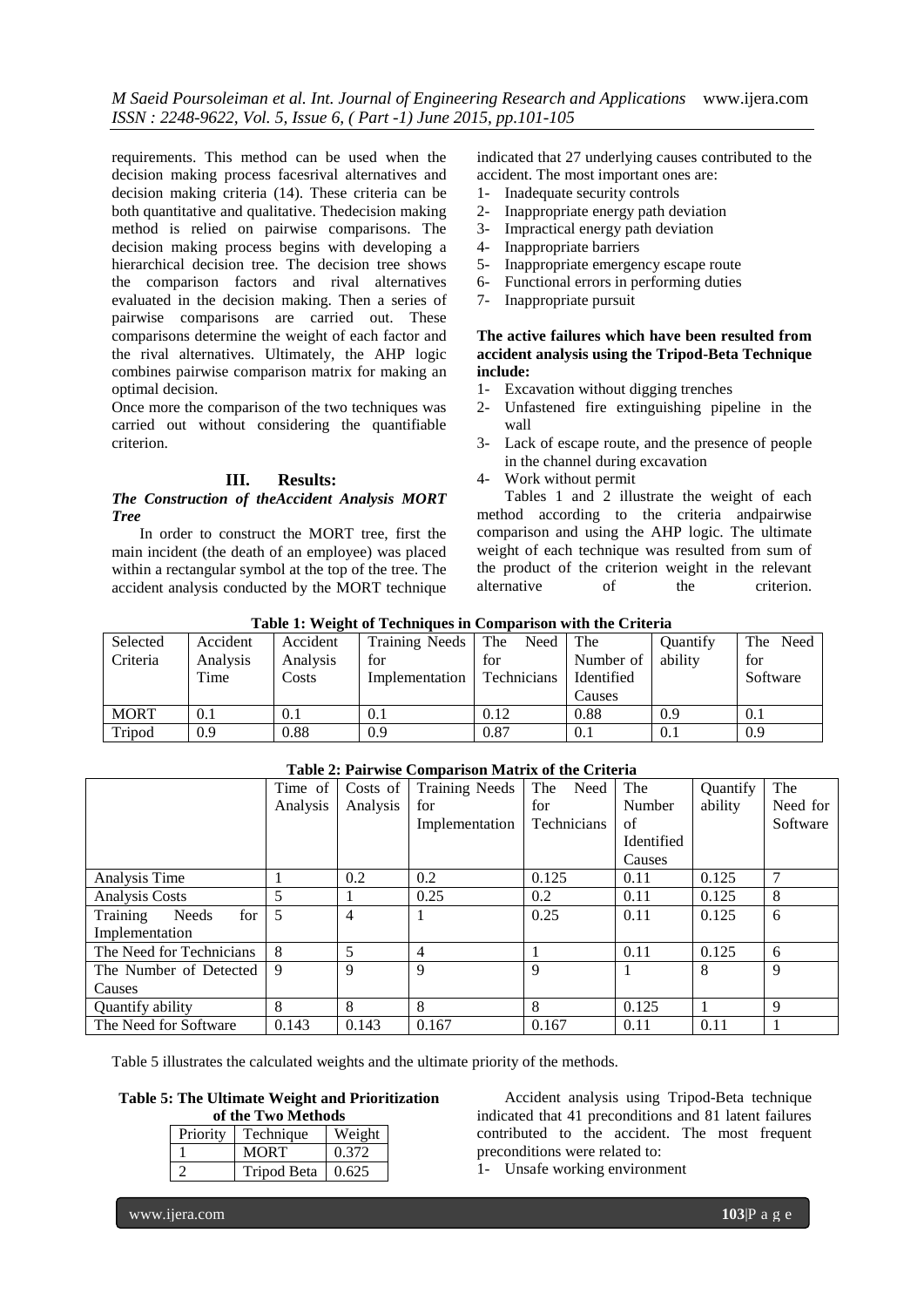requirements. This method can be used when the decision making process facesrival alternatives and decision making criteria (14). These criteria can be both quantitative and qualitative. Thedecision making method is relied on pairwise comparisons. The decision making process begins with developing a hierarchical decision tree. The decision tree shows the comparison factors and rival alternatives evaluated in the decision making. Then a series of pairwise comparisons are carried out. These comparisons determine the weight of each factor and the rival alternatives. Ultimately, the AHP logic combines pairwise comparison matrix for making an optimal decision.

Once more the comparison of the two techniques was carried out without considering the quantifiable criterion.

## III. Results:

### *The Construction of theAccident Analysis MORT Tree*

In order to construct the MORT tree, first the main incident (the death of an employee) was placed within a rectangular symbol at the top of the tree. The accident analysis conducted by the MORT technique indicated that 27 underlying causes contributed to the accident. The most important ones are:

1- Inadequate security controls
2- Inappropriate energy path deviation
3- Impractical energy path deviation
4- Inappropriate barriers
5- Inappropriate emergency escape route
6- Functional errors in performing duties
7- Inappropriate pursuit

**The active failures which have been resulted from accident analysis using the Tripod-Beta Technique include:**

1- Excavation without digging trenches
2- Unfastened fire extinguishing pipeline in the wall
3- Lack of escape route, and the presence of people in the channel during excavation
4- Work without permit

Tables 1 and 2 illustrate the weight of each method according to the criteria andpairwise comparison and using the AHP logic. The ultimate weight of each technique was resulted from sum of the product of the criterion weight in the relevant alternative of the criterion.

**Table 1: Weight of Techniques in Comparison with the Criteria**

| Selected Criteria | Accident Analysis Time | Accident Analysis Costs | Training Needs for Implementation | The Need for Technicians | The Number of Identified Causes | Quantify ability | The Need for Software |
|---|---|---|---|---|---|---|---|
| MORT | 0.1 | 0.1 | 0.1 | 0.12 | 0.88 | 0.9 | 0.1 |
| Tripod | 0.9 | 0.88 | 0.9 | 0.87 | 0.1 | 0.1 | 0.9 |

**Table 2: Pairwise Comparison Matrix of the Criteria**

| | Time of Analysis | Costs of Analysis | Training Needs for Implementation | The Need for Technicians | The Number of Identified Causes | Quantify ability | The Need for Software |
|---|---|---|---|---|---|---|---|
| Analysis Time | 1 | 0.2 | 0.2 | 0.125 | 0.11 | 0.125 | 7 |
| Analysis Costs | 5 | 1 | 0.25 | 0.2 | 0.11 | 0.125 | 8 |
| Training Needs for Implementation | 5 | 4 | 1 | 0.25 | 0.11 | 0.125 | 6 |
| The Need for Technicians | 8 | 5 | 4 | 1 | 0.11 | 0.125 | 6 |
| The Number of Detected Causes | 9 | 9 | 9 | 9 | 1 | 8 | 9 |
| Quantify ability | 8 | 8 | 8 | 8 | 0.125 | 1 | 9 |
| The Need for Software | 0.143 | 0.143 | 0.167 | 0.167 | 0.11 | 0.11 | 1 |

Table 5 illustrates the calculated weights and the ultimate priority of the methods.

**Table 5: The Ultimate Weight and Prioritization of the Two Methods**

| Priority | Technique | Weight |
|---|---|---|
| 1 | MORT | 0.372 |
| 2 | Tripod Beta | 0.625 |

Accident analysis using Tripod-Beta technique indicated that 41 preconditions and 81 latent failures contributed to the accident. The most frequent preconditions were related to:

1- Unsafe working environment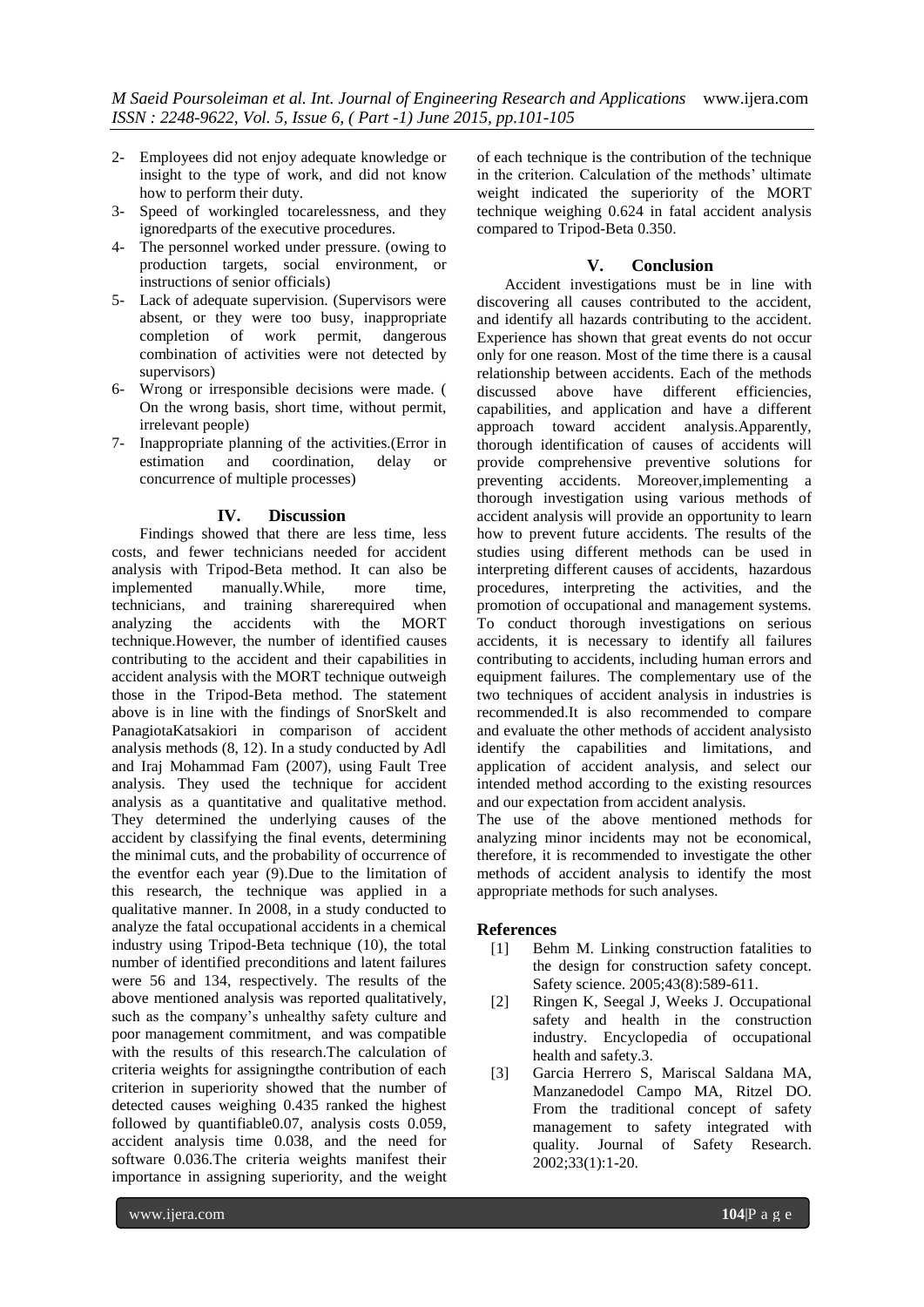2- Employees did not enjoy adequate knowledge or insight to the type of work, and did not know how to perform their duty.
3- Speed of workingled tocarelessness, and they ignoredparts of the executive procedures.
4- The personnel worked under pressure. (owing to production targets, social environment, or instructions of senior officials)
5- Lack of adequate supervision. (Supervisors were absent, or they were too busy, inappropriate completion of work permit, dangerous combination of activities were not detected by supervisors)
6- Wrong or irresponsible decisions were made. ( On the wrong basis, short time, without permit, irrelevant people)
7- Inappropriate planning of the activities.(Error in estimation and coordination, delay or concurrence of multiple processes)

## IV. Discussion

Findings showed that there are less time, less costs, and fewer technicians needed for accident analysis with Tripod-Beta method. It can also be implemented manually.While, more time, technicians, and training sharerequired when analyzing the accidents with the MORT technique.However, the number of identified causes contributing to the accident and their capabilities in accident analysis with the MORT technique outweigh those in the Tripod-Beta method. The statement above is in line with the findings of SnorSkelt and PanagiotaKatsakiori in comparison of accident analysis methods (8, 12). In a study conducted by Adl and Iraj Mohammad Fam (2007), using Fault Tree analysis. They used the technique for accident analysis as a quantitative and qualitative method. They determined the underlying causes of the accident by classifying the final events, determining the minimal cuts, and the probability of occurrence of the eventfor each year (9).Due to the limitation of this research, the technique was applied in a qualitative manner. In 2008, in a study conducted to analyze the fatal occupational accidents in a chemical industry using Tripod-Beta technique (10), the total number of identified preconditions and latent failures were 56 and 134, respectively. The results of the above mentioned analysis was reported qualitatively, such as the company's unhealthy safety culture and poor management commitment, and was compatible with the results of this research.The calculation of criteria weights for assigningthe contribution of each criterion in superiority showed that the number of detected causes weighing 0.435 ranked the highest followed by quantifiable0.07, analysis costs 0.059, accident analysis time 0.038, and the need for software 0.036.The criteria weights manifest their importance in assigning superiority, and the weight of each technique is the contribution of the technique in the criterion. Calculation of the methods' ultimate weight indicated the superiority of the MORT technique weighing 0.624 in fatal accident analysis compared to Tripod-Beta 0.350.

## V. Conclusion

Accident investigations must be in line with discovering all causes contributed to the accident, and identify all hazards contributing to the accident. Experience has shown that great events do not occur only for one reason. Most of the time there is a causal relationship between accidents. Each of the methods discussed above have different efficiencies, capabilities, and application and have a different approach toward accident analysis.Apparently, thorough identification of causes of accidents will provide comprehensive preventive solutions for preventing accidents. Moreover,implementing a thorough investigation using various methods of accident analysis will provide an opportunity to learn how to prevent future accidents. The results of the studies using different methods can be used in interpreting different causes of accidents, hazardous procedures, interpreting the activities, and the promotion of occupational and management systems. To conduct thorough investigations on serious accidents, it is necessary to identify all failures contributing to accidents, including human errors and equipment failures. The complementary use of the two techniques of accident analysis in industries is recommended.It is also recommended to compare and evaluate the other methods of accident analysisto identify the capabilities and limitations, and application of accident analysis, and select our intended method according to the existing resources and our expectation from accident analysis.

The use of the above mentioned methods for analyzing minor incidents may not be economical, therefore, it is recommended to investigate the other methods of accident analysis to identify the most appropriate methods for such analyses.

## References

[1] Behm M. Linking construction fatalities to the design for construction safety concept. Safety science. 2005;43(8):589-611.

[2] Ringen K, Seegal J, Weeks J. Occupational safety and health in the construction industry. Encyclopedia of occupational health and safety.3.

[3] Garcia Herrero S, Mariscal Saldana MA, Manzanedodel Campo MA, Ritzel DO. From the traditional concept of safety management to safety integrated with quality. Journal of Safety Research. 2002;33(1):1-20.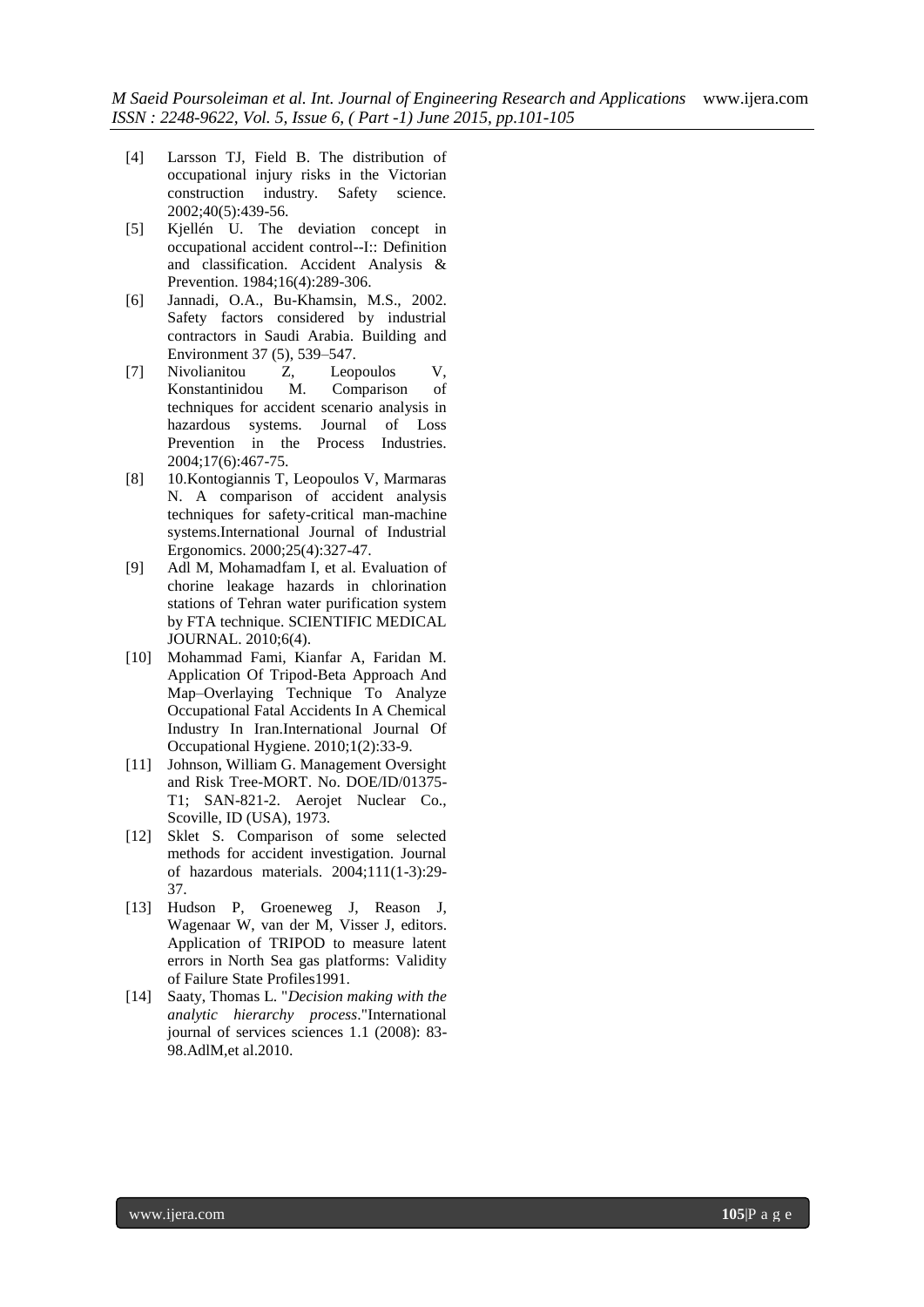[4] Larsson TJ, Field B. The distribution of occupational injury risks in the Victorian construction industry. Safety science. 2002;40(5):439-56.

[5] Kjellén U. The deviation concept in occupational accident control--I:: Definition and classification. Accident Analysis & Prevention. 1984;16(4):289-306.

[6] Jannadi, O.A., Bu-Khamsin, M.S., 2002. Safety factors considered by industrial contractors in Saudi Arabia. Building and Environment 37 (5), 539–547.

[7] Nivolianitou Z, Leopoulos V, Konstantinidou M. Comparison of techniques for accident scenario analysis in hazardous systems. Journal of Loss Prevention in the Process Industries. 2004;17(6):467-75.

[8] 10.Kontogiannis T, Leopoulos V, Marmaras N. A comparison of accident analysis techniques for safety-critical man-machine systems.International Journal of Industrial Ergonomics. 2000;25(4):327-47.

[9] Adl M, Mohamadfam I, et al. Evaluation of chorine leakage hazards in chlorination stations of Tehran water purification system by FTA technique. SCIENTIFIC MEDICAL JOURNAL. 2010;6(4).

[10] Mohammad Fami, Kianfar A, Faridan M. Application Of Tripod-Beta Approach And Map–Overlaying Technique To Analyze Occupational Fatal Accidents In A Chemical Industry In Iran.International Journal Of Occupational Hygiene. 2010;1(2):33-9.

[11] Johnson, William G. Management Oversight and Risk Tree-MORT. No. DOE/ID/01375-T1; SAN-821-2. Aerojet Nuclear Co., Scoville, ID (USA), 1973.

[12] Sklet S. Comparison of some selected methods for accident investigation. Journal of hazardous materials. 2004;111(1-3):29-37.

[13] Hudson P, Groeneweg J, Reason J, Wagenaar W, van der M, Visser J, editors. Application of TRIPOD to measure latent errors in North Sea gas platforms: Validity of Failure State Profiles1991.

[14] Saaty, Thomas L. "*Decision making with the analytic hierarchy process*."International journal of services sciences 1.1 (2008): 83-98.AdlM,et al.2010.